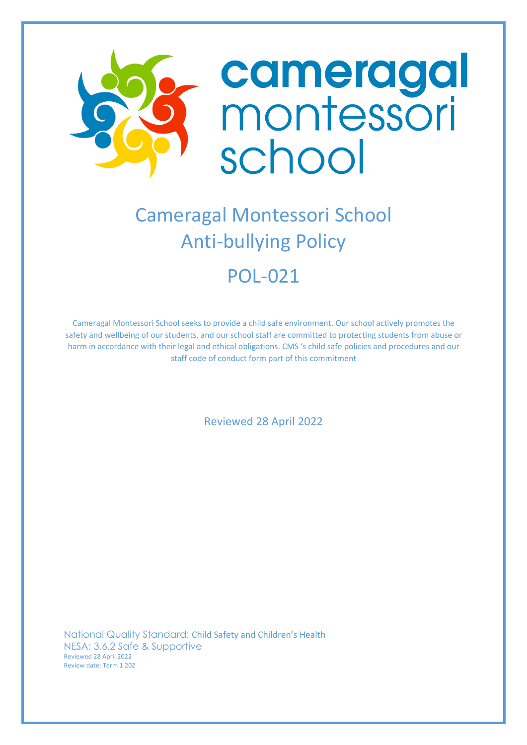camerogal montessori school

# Cameragal Montessori School Anti-bullying Policy

## POL-021

Cameragal Montessori School seeks to provide a child safe environment. Our school actively promotes the safety and wellbeing of our students, and our school staff are committed to protecting students from abuse or harm in accordance with their legal and ethical obligations. CMS 's child safe policies and procedures and our staff code of conduct form part of this commitment

Reviewed 28 April 2022

National Quality Standard: Child Safety and Children's Health
NESA: 3.6.2 Safe & Supportive
Reviewed 28 April 2022
Review date: Term 1 202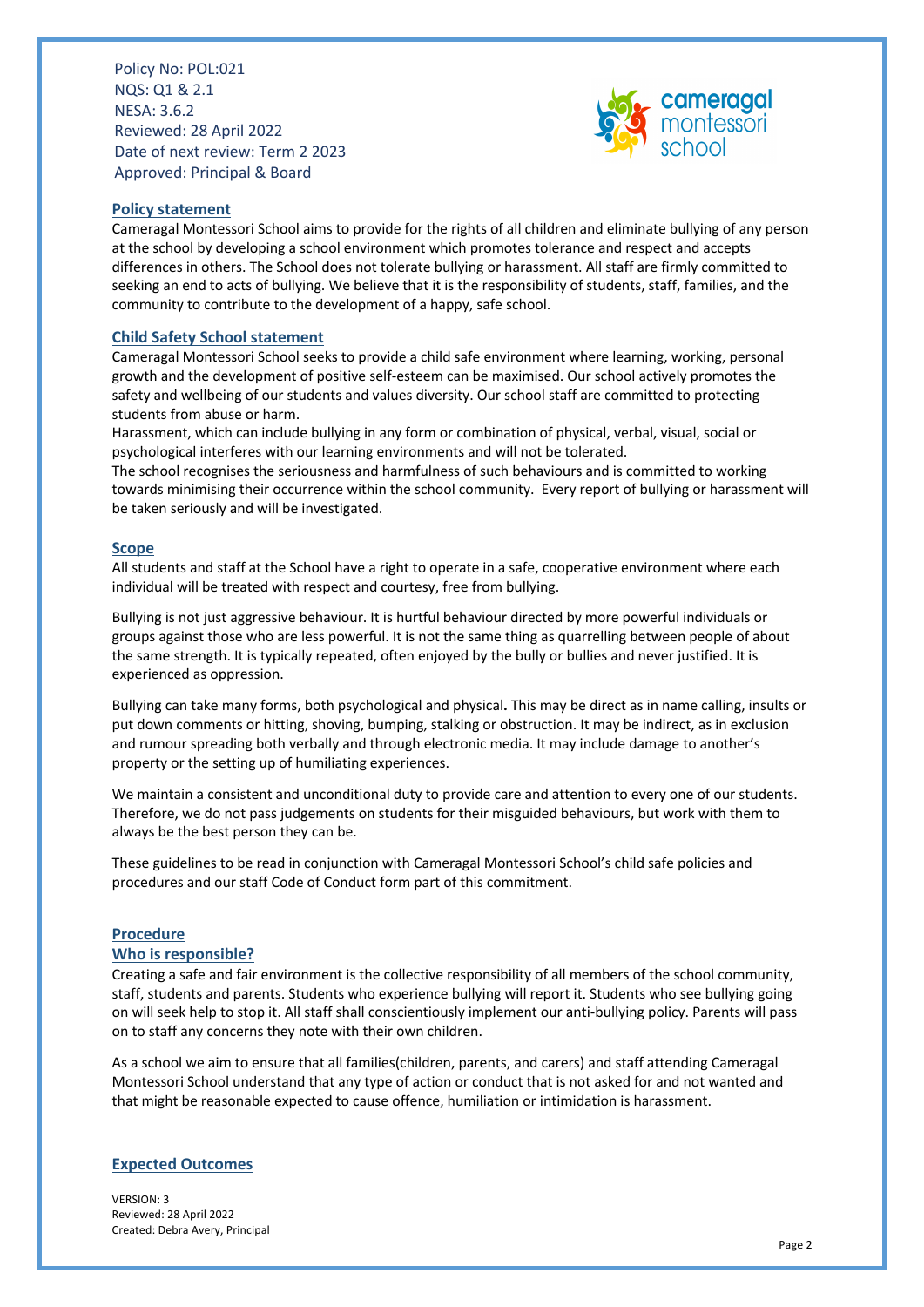Policy No: POL:021
NQS: Q1 & 2.1
NESA: 3.6.2
Reviewed: 28 April 2022
Date of next review: Term 2 2023
Approved: Principal & Board

## Policy statement

Cameragal Montessori School aims to provide for the rights of all children and eliminate bullying of any person at the school by developing a school environment which promotes tolerance and respect and accepts differences in others. The School does not tolerate bullying or harassment. All staff are firmly committed to seeking an end to acts of bullying. We believe that it is the responsibility of students, staff, families, and the community to contribute to the development of a happy, safe school.

## Child Safety School statement

Cameragal Montessori School seeks to provide a child safe environment where learning, working, personal growth and the development of positive self-esteem can be maximised. Our school actively promotes the safety and wellbeing of our students and values diversity. Our school staff are committed to protecting students from abuse or harm.

Harassment, which can include bullying in any form or combination of physical, verbal, visual, social or psychological interferes with our learning environments and will not be tolerated.

The school recognises the seriousness and harmfulness of such behaviours and is committed to working towards minimising their occurrence within the school community. Every report of bullying or harassment will be taken seriously and will be investigated.

## Scope

All students and staff at the School have a right to operate in a safe, cooperative environment where each individual will be treated with respect and courtesy, free from bullying.

Bullying is not just aggressive behaviour. It is hurtful behaviour directed by more powerful individuals or groups against those who are less powerful. It is not the same thing as quarrelling between people of about the same strength. It is typically repeated, often enjoyed by the bully or bullies and never justified. It is experienced as oppression.

Bullying can take many forms, both psychological and physical**.** This may be direct as in name calling, insults or put down comments or hitting, shoving, bumping, stalking or obstruction. It may be indirect, as in exclusion and rumour spreading both verbally and through electronic media. It may include damage to another's property or the setting up of humiliating experiences.

We maintain a consistent and unconditional duty to provide care and attention to every one of our students. Therefore, we do not pass judgements on students for their misguided behaviours, but work with them to always be the best person they can be.

These guidelines to be read in conjunction with Cameragal Montessori School's child safe policies and procedures and our staff Code of Conduct form part of this commitment.

## Procedure

### Who is responsible?

Creating a safe and fair environment is the collective responsibility of all members of the school community, staff, students and parents. Students who experience bullying will report it. Students who see bullying going on will seek help to stop it. All staff shall conscientiously implement our anti-bullying policy. Parents will pass on to staff any concerns they note with their own children.

As a school we aim to ensure that all families(children, parents, and carers) and staff attending Cameragal Montessori School understand that any type of action or conduct that is not asked for and not wanted and that might be reasonable expected to cause offence, humiliation or intimidation is harassment.

## Expected Outcomes

VERSION: 3
Reviewed: 28 April 2022
Created: Debra Avery, Principal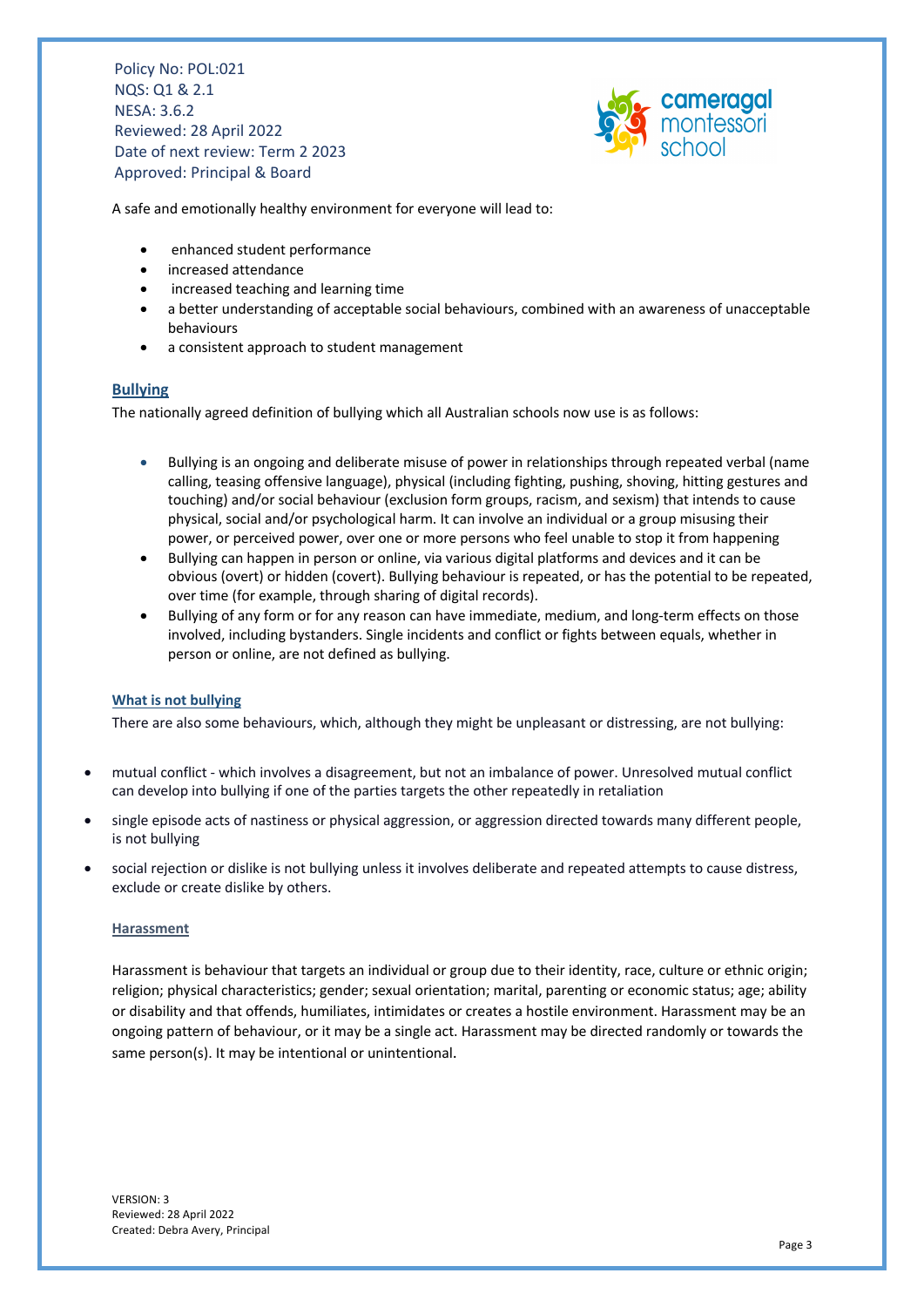Policy No: POL:021
NQS: Q1 & 2.1
NESA: 3.6.2
Reviewed: 28 April 2022
Date of next review: Term 2 2023
Approved: Principal & Board

A safe and emotionally healthy environment for everyone will lead to:

- enhanced student performance
- increased attendance
- increased teaching and learning time
- a better understanding of acceptable social behaviours, combined with an awareness of unacceptable behaviours
- a consistent approach to student management

## Bullying

The nationally agreed definition of bullying which all Australian schools now use is as follows:

- Bullying is an ongoing and deliberate misuse of power in relationships through repeated verbal (name calling, teasing offensive language), physical (including fighting, pushing, shoving, hitting gestures and touching) and/or social behaviour (exclusion form groups, racism, and sexism) that intends to cause physical, social and/or psychological harm. It can involve an individual or a group misusing their power, or perceived power, over one or more persons who feel unable to stop it from happening
- Bullying can happen in person or online, via various digital platforms and devices and it can be obvious (overt) or hidden (covert). Bullying behaviour is repeated, or has the potential to be repeated, over time (for example, through sharing of digital records).
- Bullying of any form or for any reason can have immediate, medium, and long-term effects on those involved, including bystanders. Single incidents and conflict or fights between equals, whether in person or online, are not defined as bullying.

### What is not bullying

There are also some behaviours, which, although they might be unpleasant or distressing, are not bullying:

- mutual conflict - which involves a disagreement, but not an imbalance of power. Unresolved mutual conflict can develop into bullying if one of the parties targets the other repeatedly in retaliation
- single episode acts of nastiness or physical aggression, or aggression directed towards many different people, is not bullying
- social rejection or dislike is not bullying unless it involves deliberate and repeated attempts to cause distress, exclude or create dislike by others.

### Harassment

Harassment is behaviour that targets an individual or group due to their identity, race, culture or ethnic origin; religion; physical characteristics; gender; sexual orientation; marital, parenting or economic status; age; ability or disability and that offends, humiliates, intimidates or creates a hostile environment. Harassment may be an ongoing pattern of behaviour, or it may be a single act. Harassment may be directed randomly or towards the same person(s). It may be intentional or unintentional.

VERSION: 3
Reviewed: 28 April 2022
Created: Debra Avery, Principal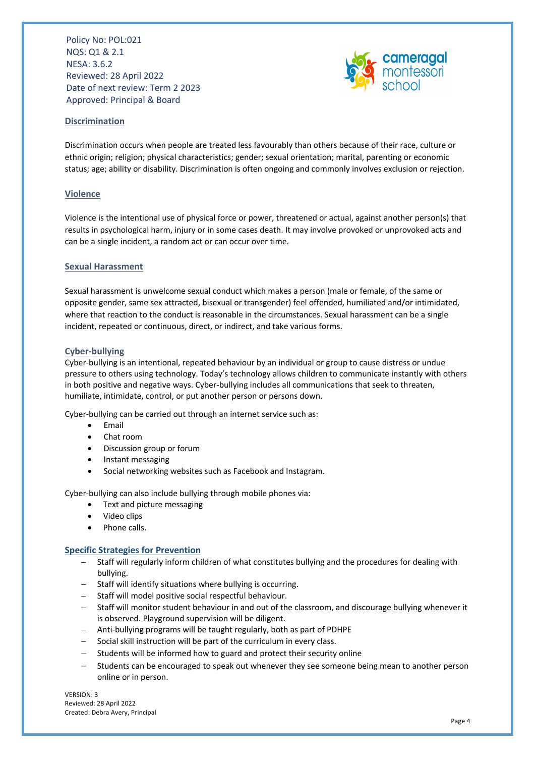## Discrimination

Discrimination occurs when people are treated less favourably than others because of their race, culture or ethnic origin; religion; physical characteristics; gender; sexual orientation; marital, parenting or economic status; age; ability or disability. Discrimination is often ongoing and commonly involves exclusion or rejection.

## Violence

Violence is the intentional use of physical force or power, threatened or actual, against another person(s) that results in psychological harm, injury or in some cases death. It may involve provoked or unprovoked acts and can be a single incident, a random act or can occur over time.

## Sexual Harassment

Sexual harassment is unwelcome sexual conduct which makes a person (male or female, of the same or opposite gender, same sex attracted, bisexual or transgender) feel offended, humiliated and/or intimidated, where that reaction to the conduct is reasonable in the circumstances. Sexual harassment can be a single incident, repeated or continuous, direct, or indirect, and take various forms.

## Cyber-bullying

Cyber-bullying is an intentional, repeated behaviour by an individual or group to cause distress or undue pressure to others using technology. Today's technology allows children to communicate instantly with others in both positive and negative ways. Cyber-bullying includes all communications that seek to threaten, humiliate, intimidate, control, or put another person or persons down.

Cyber-bullying can be carried out through an internet service such as:

- Email
- Chat room
- Discussion group or forum
- Instant messaging
- Social networking websites such as Facebook and Instagram.

Cyber-bullying can also include bullying through mobile phones via:

- Text and picture messaging
- Video clips
- Phone calls.

## Specific Strategies for Prevention

- Staff will regularly inform children of what constitutes bullying and the procedures for dealing with bullying.
- Staff will identify situations where bullying is occurring.
- Staff will model positive social respectful behaviour.
- Staff will monitor student behaviour in and out of the classroom, and discourage bullying whenever it is observed. Playground supervision will be diligent.
- Anti-bullying programs will be taught regularly, both as part of PDHPE
- Social skill instruction will be part of the curriculum in every class.
- Students will be informed how to guard and protect their security online
- Students can be encouraged to speak out whenever they see someone being mean to another person online or in person.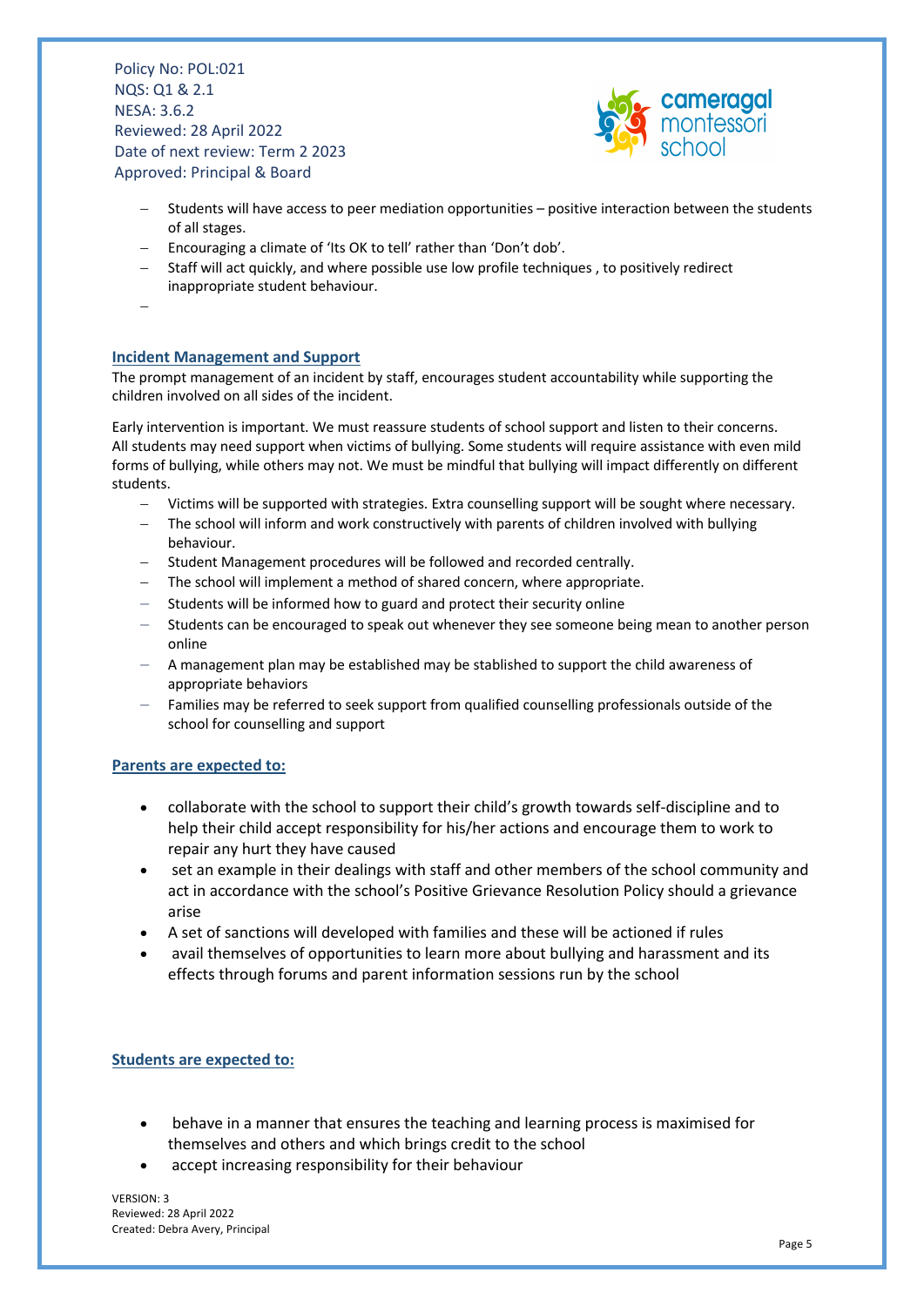- Students will have access to peer mediation opportunities – positive interaction between the students of all stages.
- Encouraging a climate of 'Its OK to tell' rather than 'Don't dob'.
- Staff will act quickly, and where possible use low profile techniques , to positively redirect inappropriate student behaviour.
-

## Incident Management and Support

The prompt management of an incident by staff, encourages student accountability while supporting the children involved on all sides of the incident.

Early intervention is important. We must reassure students of school support and listen to their concerns. All students may need support when victims of bullying. Some students will require assistance with even mild forms of bullying, while others may not. We must be mindful that bullying will impact differently on different students.

- Victims will be supported with strategies. Extra counselling support will be sought where necessary.
- The school will inform and work constructively with parents of children involved with bullying behaviour.
- Student Management procedures will be followed and recorded centrally.
- The school will implement a method of shared concern, where appropriate.
- Students will be informed how to guard and protect their security online
- Students can be encouraged to speak out whenever they see someone being mean to another person online
- A management plan may be established may be stablished to support the child awareness of appropriate behaviors
- Families may be referred to seek support from qualified counselling professionals outside of the school for counselling and support

## Parents are expected to:

- collaborate with the school to support their child's growth towards self-discipline and to help their child accept responsibility for his/her actions and encourage them to work to repair any hurt they have caused
- set an example in their dealings with staff and other members of the school community and act in accordance with the school's Positive Grievance Resolution Policy should a grievance arise
- A set of sanctions will developed with families and these will be actioned if rules
- avail themselves of opportunities to learn more about bullying and harassment and its effects through forums and parent information sessions run by the school

## Students are expected to:

- behave in a manner that ensures the teaching and learning process is maximised for themselves and others and which brings credit to the school
- accept increasing responsibility for their behaviour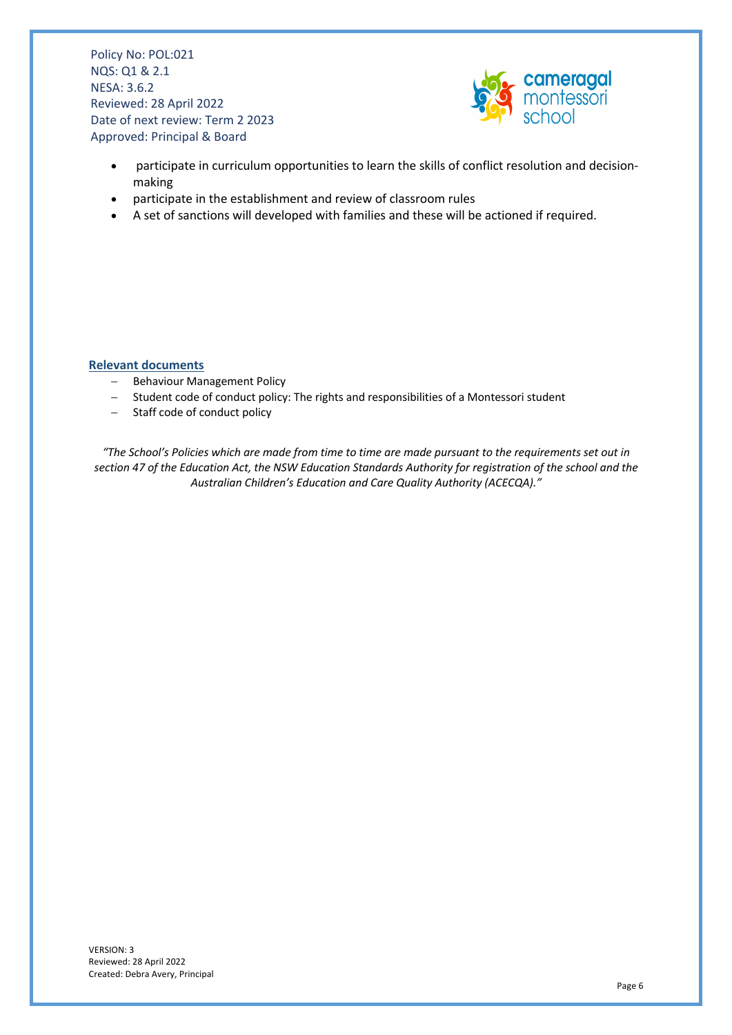- participate in curriculum opportunities to learn the skills of conflict resolution and decision-making
- participate in the establishment and review of classroom rules
- A set of sanctions will developed with families and these will be actioned if required.

**Relevant documents**

- Behaviour Management Policy
- Student code of conduct policy: The rights and responsibilities of a Montessori student
- Staff code of conduct policy

*"The School's Policies which are made from time to time are made pursuant to the requirements set out in section 47 of the Education Act, the NSW Education Standards Authority for registration of the school and the Australian Children's Education and Care Quality Authority (ACECQA)."*